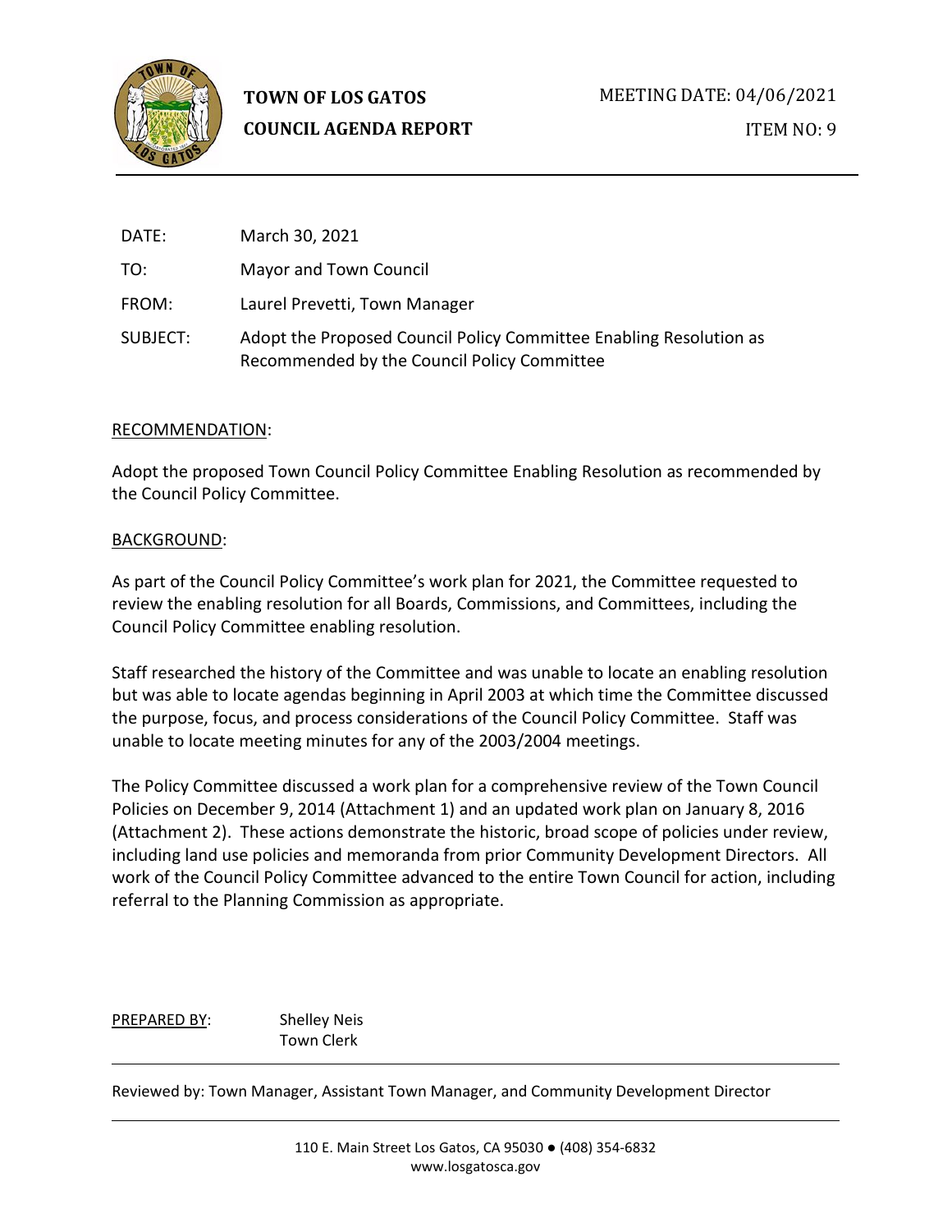**TOWN OF LOS GATOS**
**COUNCIL AGENDA REPORT**

MEETING DATE: 04/06/2021

ITEM NO: 9

DATE: March 30, 2021

TO: Mayor and Town Council

FROM: Laurel Prevetti, Town Manager

SUBJECT: Adopt the Proposed Council Policy Committee Enabling Resolution as Recommended by the Council Policy Committee

RECOMMENDATION:

Adopt the proposed Town Council Policy Committee Enabling Resolution as recommended by the Council Policy Committee.

BACKGROUND:

As part of the Council Policy Committee's work plan for 2021, the Committee requested to review the enabling resolution for all Boards, Commissions, and Committees, including the Council Policy Committee enabling resolution.

Staff researched the history of the Committee and was unable to locate an enabling resolution but was able to locate agendas beginning in April 2003 at which time the Committee discussed the purpose, focus, and process considerations of the Council Policy Committee. Staff was unable to locate meeting minutes for any of the 2003/2004 meetings.

The Policy Committee discussed a work plan for a comprehensive review of the Town Council Policies on December 9, 2014 (Attachment 1) and an updated work plan on January 8, 2016 (Attachment 2). These actions demonstrate the historic, broad scope of policies under review, including land use policies and memoranda from prior Community Development Directors. All work of the Council Policy Committee advanced to the entire Town Council for action, including referral to the Planning Commission as appropriate.

PREPARED BY: Shelley Neis
Town Clerk

Reviewed by: Town Manager, Assistant Town Manager, and Community Development Director

110 E. Main Street Los Gatos, CA 95030 ● (408) 354-6832
www.losgatosca.gov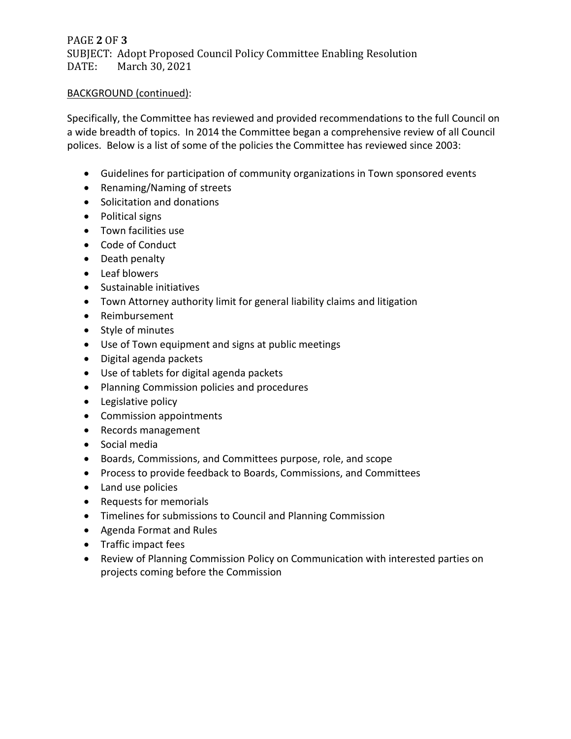BACKGROUND (continued):

Specifically, the Committee has reviewed and provided recommendations to the full Council on a wide breadth of topics. In 2014 the Committee began a comprehensive review of all Council polices. Below is a list of some of the policies the Committee has reviewed since 2003:

- Guidelines for participation of community organizations in Town sponsored events
- Renaming/Naming of streets
- Solicitation and donations
- Political signs
- Town facilities use
- Code of Conduct
- Death penalty
- Leaf blowers
- Sustainable initiatives
- Town Attorney authority limit for general liability claims and litigation
- Reimbursement
- Style of minutes
- Use of Town equipment and signs at public meetings
- Digital agenda packets
- Use of tablets for digital agenda packets
- Planning Commission policies and procedures
- Legislative policy
- Commission appointments
- Records management
- Social media
- Boards, Commissions, and Committees purpose, role, and scope
- Process to provide feedback to Boards, Commissions, and Committees
- Land use policies
- Requests for memorials
- Timelines for submissions to Council and Planning Commission
- Agenda Format and Rules
- Traffic impact fees
- Review of Planning Commission Policy on Communication with interested parties on projects coming before the Commission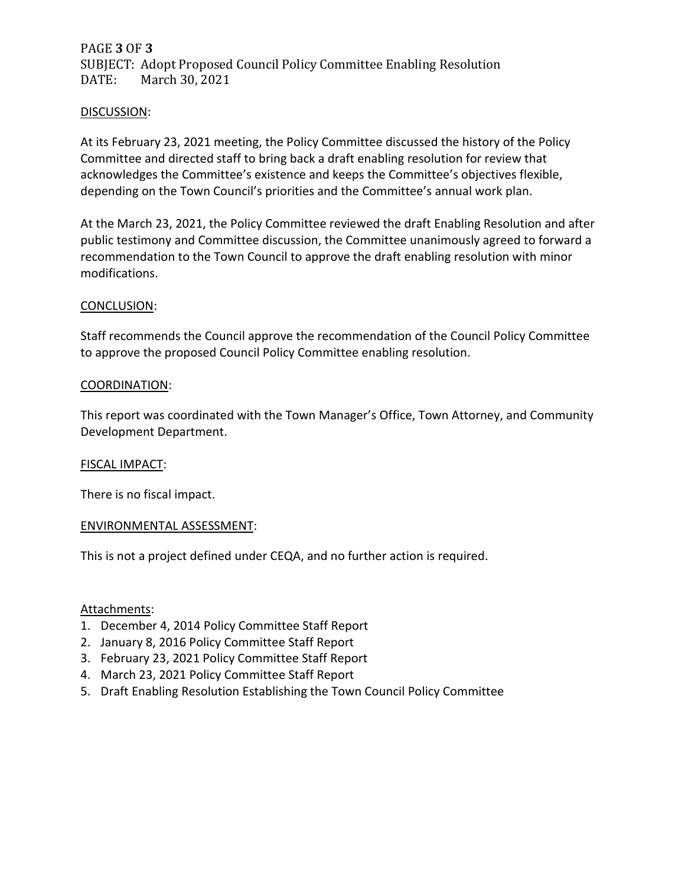DISCUSSION:

At its February 23, 2021 meeting, the Policy Committee discussed the history of the Policy Committee and directed staff to bring back a draft enabling resolution for review that acknowledges the Committee's existence and keeps the Committee's objectives flexible, depending on the Town Council's priorities and the Committee's annual work plan.

At the March 23, 2021, the Policy Committee reviewed the draft Enabling Resolution and after public testimony and Committee discussion, the Committee unanimously agreed to forward a recommendation to the Town Council to approve the draft enabling resolution with minor modifications.

CONCLUSION:

Staff recommends the Council approve the recommendation of the Council Policy Committee to approve the proposed Council Policy Committee enabling resolution.

COORDINATION:

This report was coordinated with the Town Manager's Office, Town Attorney, and Community Development Department.

FISCAL IMPACT:

There is no fiscal impact.

ENVIRONMENTAL ASSESSMENT:

This is not a project defined under CEQA, and no further action is required.

Attachments:

1. December 4, 2014 Policy Committee Staff Report
2. January 8, 2016 Policy Committee Staff Report
3. February 23, 2021 Policy Committee Staff Report
4. March 23, 2021 Policy Committee Staff Report
5. Draft Enabling Resolution Establishing the Town Council Policy Committee